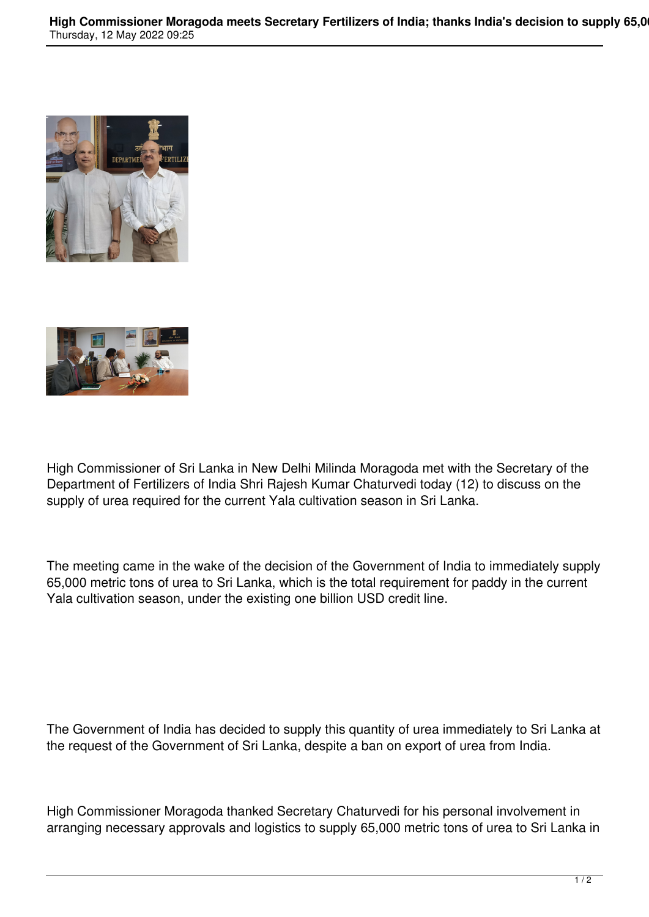High Commissioner of Sri Lanka in New Delhi Milinda Moragoda met with the Secretary of the Department of Fertilizers of India Shri Rajesh Kumar Chaturvedi today (12) to discuss on the supply of urea required for the current Yala cultivation season in Sri Lanka.

The meeting came in the wake of the decision of the Government of India to immediately supply 65,000 metric tons of urea to Sri Lanka, which is the total requirement for paddy in the current Yala cultivation season, under the existing one billion USD credit line.

The Government of India has decided to supply this quantity of urea immediately to Sri Lanka at the request of the Government of Sri Lanka, despite a ban on export of urea from India.

High Commissioner Moragoda thanked Secretary Chaturvedi for his personal involvement in arranging necessary approvals and logistics to supply 65,000 metric tons of urea to Sri Lanka in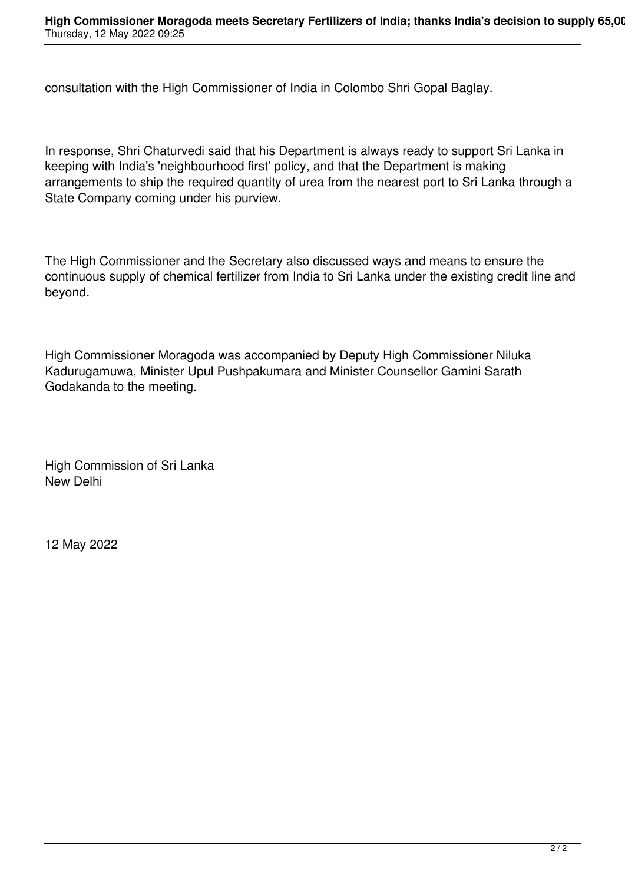consultation with the High Commissioner of India in Colombo Shri Gopal Baglay.

In response, Shri Chaturvedi said that his Department is always ready to support Sri Lanka in keeping with India's 'neighbourhood first' policy, and that the Department is making arrangements to ship the required quantity of urea from the nearest port to Sri Lanka through a State Company coming under his purview.

The High Commissioner and the Secretary also discussed ways and means to ensure the continuous supply of chemical fertilizer from India to Sri Lanka under the existing credit line and beyond.

High Commissioner Moragoda was accompanied by Deputy High Commissioner Niluka Kadurugamuwa, Minister Upul Pushpakumara and Minister Counsellor Gamini Sarath Godakanda to the meeting.

High Commission of Sri Lanka
New Delhi

12 May 2022